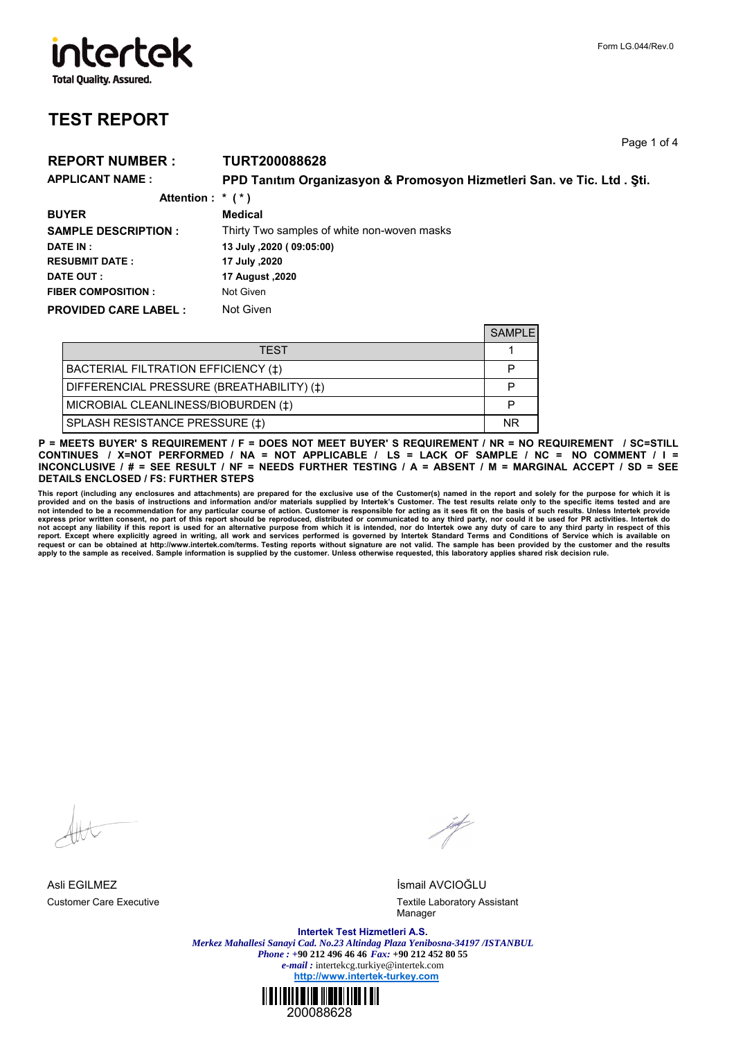intertek

Total Quality. Assured.

Form LG.044/Rev.0

# TEST REPORT

| | |
|---|---|
| **REPORT NUMBER :** | **TURT200088628** |
| **APPLICANT NAME :** | **PPD Tanıtım Organizasyon & Promosyon Hizmetleri San. ve Tic. Ltd . Şti.** |
| **Attention :** | **\* ( \* )** |
| **BUYER** | **Medical** |
| **SAMPLE DESCRIPTION :** | Thirty Two samples of white non-woven masks |
| **DATE IN :** | **13 July ,2020 ( 09:05:00)** |
| **RESUBMIT DATE :** | **17 July ,2020** |
| **DATE OUT :** | **17 August ,2020** |
| **FIBER COMPOSITION :** | Not Given |
| **PROVIDED CARE LABEL :** | Not Given |

| TEST | SAMPLE 1 |
|---|---|
| BACTERIAL FILTRATION EFFICIENCY (‡) | P |
| DIFFERENCIAL PRESSURE (BREATHABILITY) (‡) | P |
| MICROBIAL CLEANLINESS/BIOBURDEN (‡) | P |
| SPLASH RESISTANCE PRESSURE (‡) | NR |

**P = MEETS BUYER' S REQUIREMENT / F = DOES NOT MEET BUYER' S REQUIREMENT / NR = NO REQUIREMENT / SC=STILL CONTINUES / X=NOT PERFORMED / NA = NOT APPLICABLE / LS = LACK OF SAMPLE / NC = NO COMMENT / I = INCONCLUSIVE / # = SEE RESULT / NF = NEEDS FURTHER TESTING / A = ABSENT / M = MARGINAL ACCEPT / SD = SEE DETAILS ENCLOSED / FS: FURTHER STEPS**

**This report (including any enclosures and attachments) are prepared for the exclusive use of the Customer(s) named in the report and solely for the purpose for which it is provided and on the basis of instructions and information and/or materials supplied by Intertek's Customer. The test results relate only to the specific items tested and are not intended to be a recommendation for any particular course of action. Customer is responsible for acting as it sees fit on the basis of such results. Unless Intertek provide express prior written consent, no part of this report should be reproduced, distributed or communicated to any third party, nor could it be used for PR activities. Intertek do not accept any liability if this report is used for an alternative purpose from which it is intended, nor do Intertek owe any duty of care to any third party in respect of this report. Except where explicitly agreed in writing, all work and services performed is governed by Intertek Standard Terms and Conditions of Service which is available on request or can be obtained at http://www.intertek.com/terms. Testing reports without signature are not valid. The sample has been provided by the customer and the results apply to the sample as received. Sample information is supplied by the customer. Unless otherwise requested, this laboratory applies shared risk decision rule.**

Asli EGILMEZ
Customer Care Executive

İsmail AVCIOĞLU
Textile Laboratory Assistant Manager

**Intertek Test Hizmetleri A.S.**
*Merkez Mahallesi Sanayi Cad. No.23 Altindag Plaza Yenibosna-34197 /ISTANBUL*
*Phone :* **+90 212 496 46 46** *Fax:* **+90 212 452 80 55**
*e-mail :* intertekcg.turkiye@intertek.com
**http://www.intertek-turkey.com**

200088628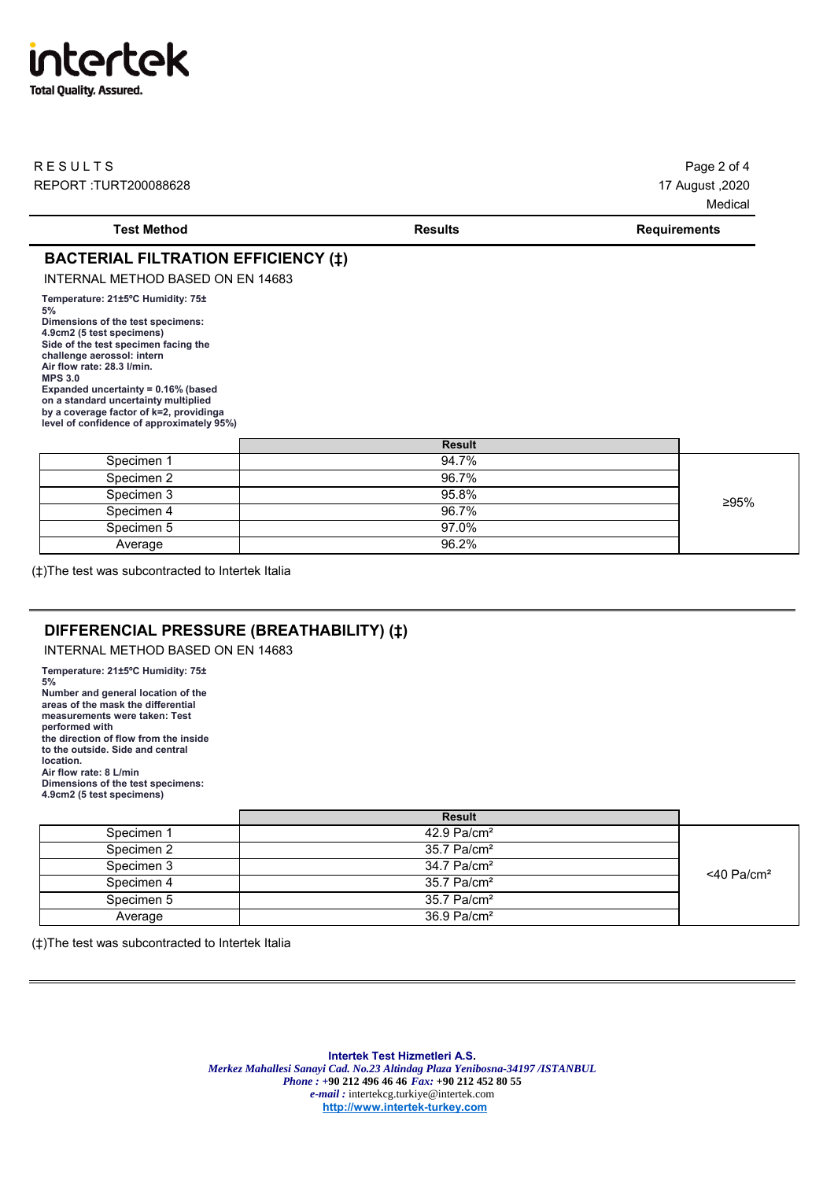RESULTS

REPORT :TURT200088628

17 August ,2020

Medical

| Test Method | Results | Requirements |
|---|---|---|

## BACTERIAL FILTRATION EFFICIENCY (‡)

INTERNAL METHOD BASED ON EN 14683

**Temperature: 21±5ºC Humidity: 75± 5%**
**Dimensions of the test specimens: 4.9cm2 (5 test specimens)**
**Side of the test specimen facing the challenge aerosol: intern**
**Air flow rate: 28.3 l/min.**
**MPS 3.0**
**Expanded uncertainty = 0.16% (based on a standard uncertainty multiplied by a coverage factor of k=2, providinga level of confidence of approximately 95%)**

| | Result | |
|---|---|---|
| Specimen 1 | 94.7% | ≥95% |
| Specimen 2 | 96.7% | |
| Specimen 3 | 95.8% | |
| Specimen 4 | 96.7% | |
| Specimen 5 | 97.0% | |
| Average | 96.2% | |

(‡)The test was subcontracted to Intertek Italia

## DIFFERENCIAL PRESSURE (BREATHABILITY) (‡)

INTERNAL METHOD BASED ON EN 14683

**Temperature: 21±5ºC Humidity: 75± 5%**
**Number and general location of the areas of the mask the differential measurements were taken: Test performed with the direction of flow from the inside to the outside. Side and central location.**
**Air flow rate: 8 L/min**
**Dimensions of the test specimens: 4.9cm2 (5 test specimens)**

| | Result | |
|---|---|---|
| Specimen 1 | 42.9 Pa/cm² | <40 Pa/cm² |
| Specimen 2 | 35.7 Pa/cm² | |
| Specimen 3 | 34.7 Pa/cm² | |
| Specimen 4 | 35.7 Pa/cm² | |
| Specimen 5 | 35.7 Pa/cm² | |
| Average | 36.9 Pa/cm² | |

(‡)The test was subcontracted to Intertek Italia

**Intertek Test Hizmetleri A.S.**
*Merkez Mahallesi Sanayi Cad. No.23 Altindag Plaza Yenibosna-34197 /ISTANBUL*
*Phone :* +90 212 496 46 46 *Fax:* +90 212 452 80 55
*e-mail :* intertekcg.turkiye@intertek.com
http://www.intertek-turkey.com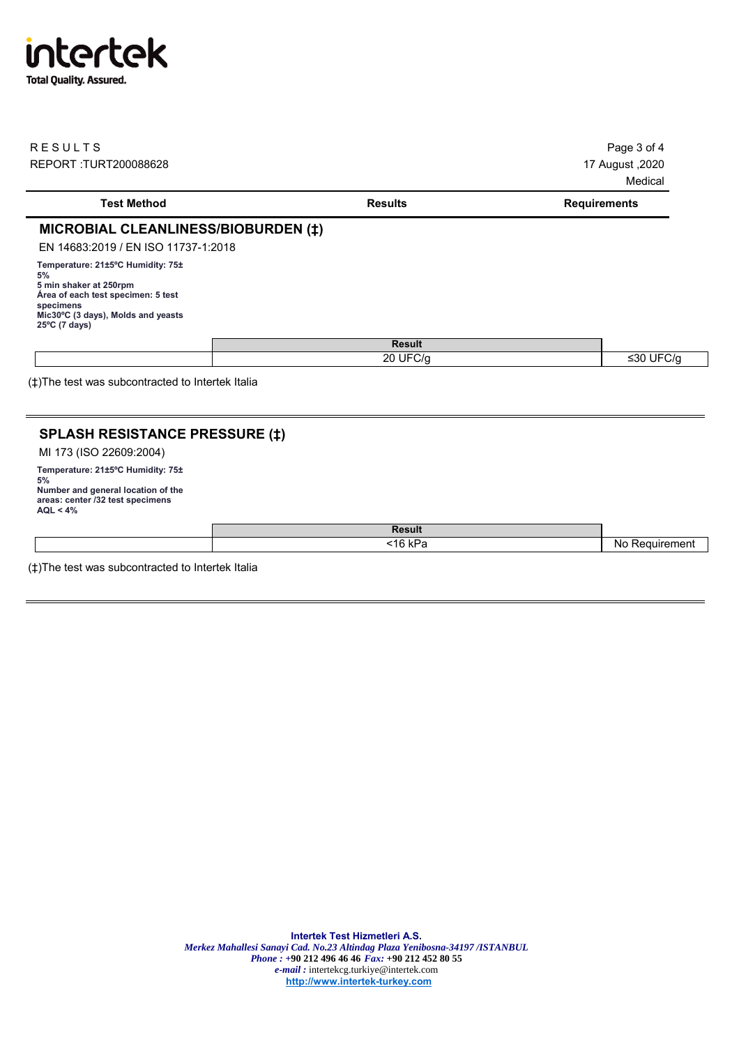RESULTS

REPORT :TURT200088628

17 August ,2020

Medical

| Test Method | Results | Requirements |
|---|---|---|

## MICROBIAL CLEANLINESS/BIOBURDEN (‡)

EN 14683:2019 / EN ISO 11737-1:2018

**Temperature: 21±5ºC Humidity: 75±5%**
**5 min shaker at 250rpm**
**Área of each test specimen: 5 test specimens**
**Mic30ºC (3 days), Molds and yeasts 25ºC (7 days)**

| | Result | |
|---|---|---|
| | 20 UFC/g | ≤30 UFC/g |

(‡)The test was subcontracted to Intertek Italia

## SPLASH RESISTANCE PRESSURE (‡)

MI 173 (ISO 22609:2004)

**Temperature: 21±5ºC Humidity: 75±5%**
**Number and general location of the areas: center /32 test specimens**
**AQL < 4%**

| | Result | |
|---|---|---|
| | <16 kPa | No Requirement |

(‡)The test was subcontracted to Intertek Italia

**Intertek Test Hizmetleri A.S.**
*Merkez Mahallesi Sanayi Cad. No.23 Altindag Plaza Yenibosna-34197 /ISTANBUL*
*Phone :* **+90 212 496 46 46** *Fax:* **+90 212 452 80 55**
*e-mail :* intertekcg.turkiye@intertek.com
http://www.intertek-turkey.com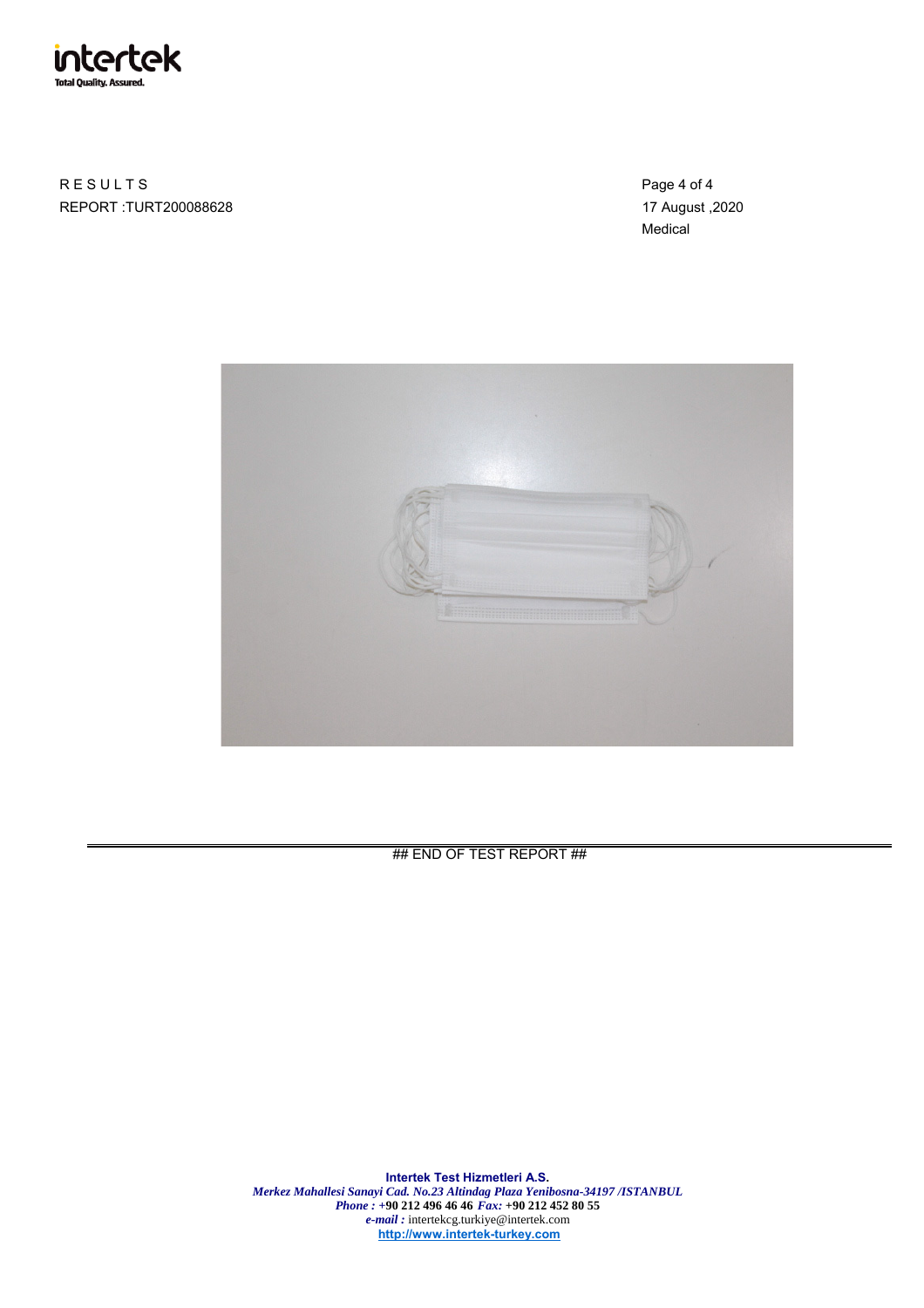R E S U L T S

REPORT :TURT200088628

17 August ,2020

Medical

## END OF TEST REPORT ##

**Intertek Test Hizmetleri A.S.**

*Merkez Mahallesi Sanayi Cad. No.23 Altindag Plaza Yenibosna-34197 /ISTANBUL*

*Phone :* **+90 212 496 46 46** *Fax:* **+90 212 452 80 55**

*e-mail :* intertekcg.turkiye@intertek.com

http://www.intertek-turkey.com